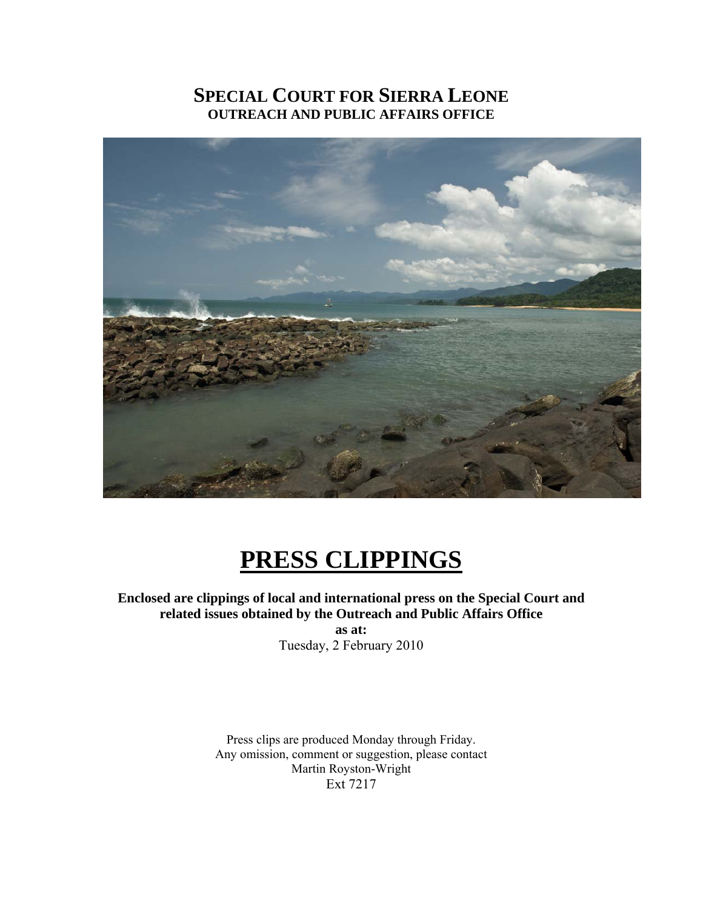# SPECIAL COURT FOR SIERRA LEONE
## OUTREACH AND PUBLIC AFFAIRS OFFICE

# PRESS CLIPPINGS

**Enclosed are clippings of local and international press on the Special Court and related issues obtained by the Outreach and Public Affairs Office**

**as at:**

Tuesday, 2 February 2010

Press clips are produced Monday through Friday.
Any omission, comment or suggestion, please contact
Martin Royston-Wright
Ext 7217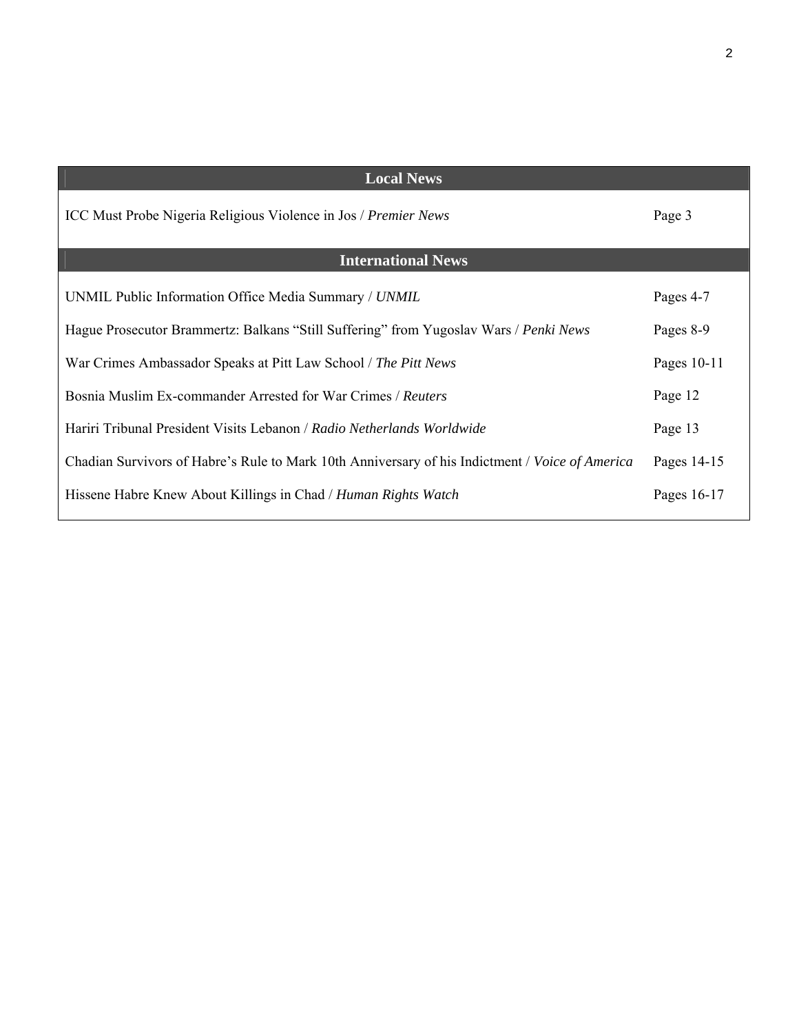| Local News | |
|---|---|
| ICC Must Probe Nigeria Religious Violence in Jos / *Premier News* | Page 3 |

| International News | |
|---|---|
| UNMIL Public Information Office Media Summary / *UNMIL* | Pages 4-7 |
| Hague Prosecutor Brammertz: Balkans “Still Suffering” from Yugoslav Wars / *Penki News* | Pages 8-9 |
| War Crimes Ambassador Speaks at Pitt Law School / *The Pitt News* | Pages 10-11 |
| Bosnia Muslim Ex-commander Arrested for War Crimes / *Reuters* | Page 12 |
| Hariri Tribunal President Visits Lebanon / *Radio Netherlands Worldwide* | Page 13 |
| Chadian Survivors of Habre’s Rule to Mark 10th Anniversary of his Indictment / *Voice of America* | Pages 14-15 |
| Hissene Habre Knew About Killings in Chad / *Human Rights Watch* | Pages 16-17 |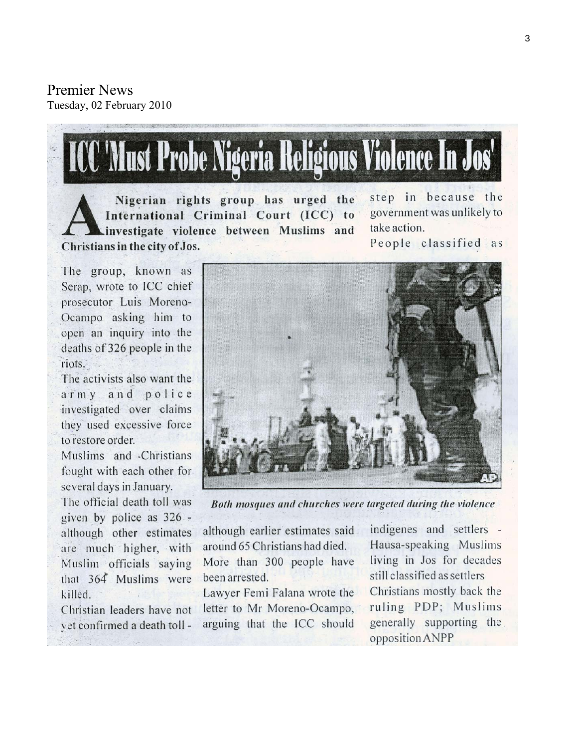Premier News
Tuesday, 02 February 2010

# ICC 'Must Probe Nigeria Religious Violence In Jos'

**A Nigerian rights group has urged the International Criminal Court (ICC) to investigate violence between Muslims and Christians in the city of Jos.**

The group, known as Serap, wrote to ICC chief prosecutor Luis Moreno-Ocampo asking him to open an inquiry into the deaths of 326 people in the riots.

The activists also want the army and police investigated over claims they used excessive force to restore order.

Muslims and Christians fought with each other for several days in January.

The official death toll was given by police as 326 - although other estimates are much higher, with Muslim officials saying that 364 Muslims were killed.

Christian leaders have not yet confirmed a death toll - although earlier estimates said around 65 Christians had died.

More than 300 people have been arrested.

Lawyer Femi Falana wrote the letter to Mr Moreno-Ocampo, arguing that the ICC should step in because the government was unlikely to take action.

*Both mosques and churches were targeted during the violence*

People classified as indigenes and settlers - Hausa-speaking Muslims living in Jos for decades still classified as settlers

Christians mostly back the ruling PDP; Muslims generally supporting the opposition ANPP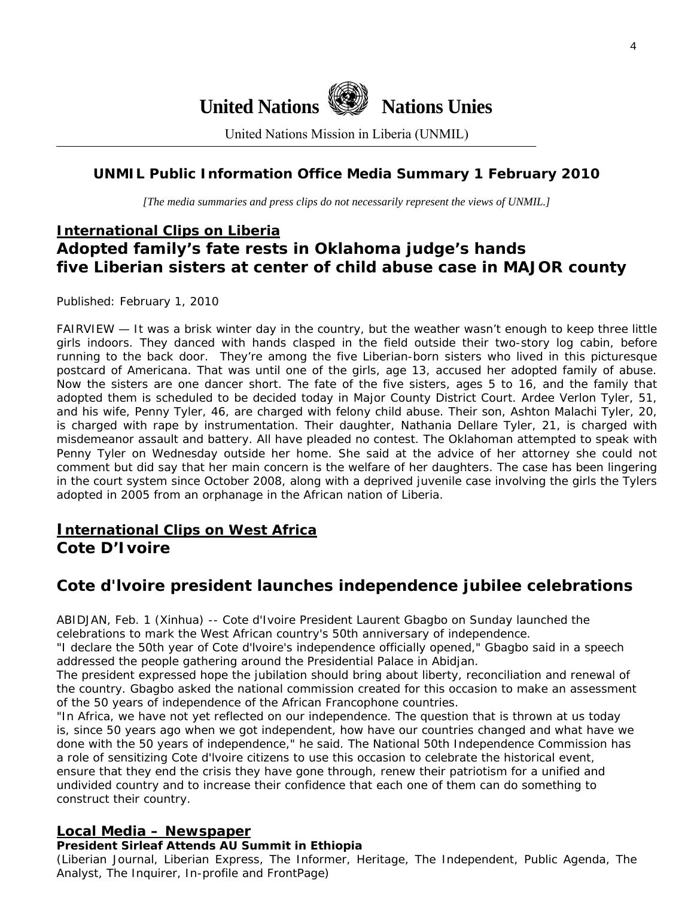United Nations Nations Unies

United Nations Mission in Liberia (UNMIL)

## UNMIL Public Information Office Media Summary 1 February 2010

*[The media summaries and press clips do not necessarily represent the views of UNMIL.]*

## International Clips on Liberia

### Adopted family's fate rests in Oklahoma judge's hands five Liberian sisters at center of child abuse case in MAJOR county

Published: February 1, 2010

FAIRVIEW — It was a brisk winter day in the country, but the weather wasn't enough to keep three little girls indoors. They danced with hands clasped in the field outside their two-story log cabin, before running to the back door. They're among the five Liberian-born sisters who lived in this picturesque postcard of Americana. That was until one of the girls, age 13, accused her adopted family of abuse. Now the sisters are one dancer short. The fate of the five sisters, ages 5 to 16, and the family that adopted them is scheduled to be decided today in Major County District Court. Ardee Verlon Tyler, 51, and his wife, Penny Tyler, 46, are charged with felony child abuse. Their son, Ashton Malachi Tyler, 20, is charged with rape by instrumentation. Their daughter, Nathania Dellare Tyler, 21, is charged with misdemeanor assault and battery. All have pleaded no contest. The Oklahoman attempted to speak with Penny Tyler on Wednesday outside her home. She said at the advice of her attorney she could not comment but did say that her main concern is the welfare of her daughters. The case has been lingering in the court system since October 2008, along with a deprived juvenile case involving the girls the Tylers adopted in 2005 from an orphanage in the African nation of Liberia.

## International Clips on West Africa

### Cote D'Ivoire

### Cote d'lvoire president launches independence jubilee celebrations

ABIDJAN, Feb. 1 (Xinhua) -- Cote d'Ivoire President Laurent Gbagbo on Sunday launched the celebrations to mark the West African country's 50th anniversary of independence.

"I declare the 50th year of Cote d'lvoire's independence officially opened," Gbagbo said in a speech addressed the people gathering around the Presidential Palace in Abidjan.

The president expressed hope the jubilation should bring about liberty, reconciliation and renewal of the country. Gbagbo asked the national commission created for this occasion to make an assessment of the 50 years of independence of the African Francophone countries.

"In Africa, we have not yet reflected on our independence. The question that is thrown at us today is, since 50 years ago when we got independent, how have our countries changed and what have we done with the 50 years of independence," he said. The National 50th Independence Commission has a role of sensitizing Cote d'lvoire citizens to use this occasion to celebrate the historical event, ensure that they end the crisis they have gone through, renew their patriotism for a unified and undivided country and to increase their confidence that each one of them can do something to construct their country.

## Local Media – Newspaper

**President Sirleaf Attends AU Summit in Ethiopia**

(Liberian Journal, Liberian Express, The Informer, Heritage, The Independent, Public Agenda, The Analyst, The Inquirer, In-profile and FrontPage)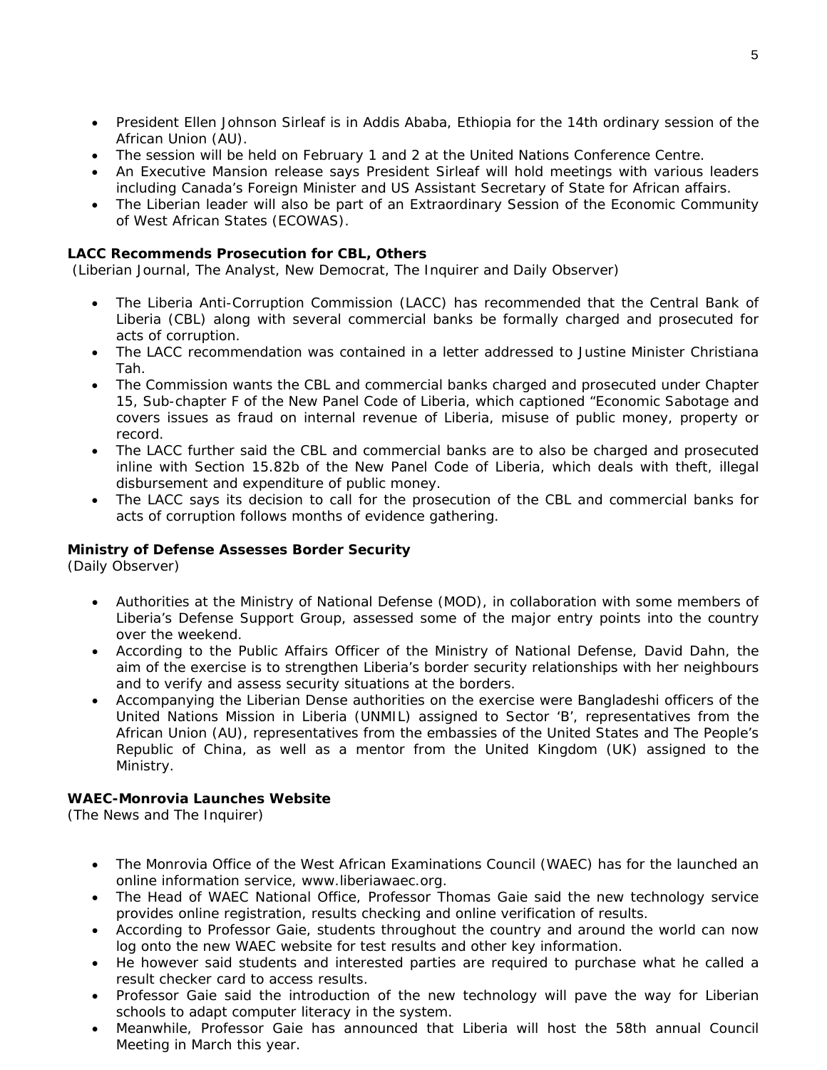- President Ellen Johnson Sirleaf is in Addis Ababa, Ethiopia for the 14th ordinary session of the African Union (AU).
- The session will be held on February 1 and 2 at the United Nations Conference Centre.
- An Executive Mansion release says President Sirleaf will hold meetings with various leaders including Canada's Foreign Minister and US Assistant Secretary of State for African affairs.
- The Liberian leader will also be part of an Extraordinary Session of the Economic Community of West African States (ECOWAS).

**LACC Recommends Prosecution for CBL, Others**
(Liberian Journal, The Analyst, New Democrat, The Inquirer and Daily Observer)

- The Liberia Anti-Corruption Commission (LACC) has recommended that the Central Bank of Liberia (CBL) along with several commercial banks be formally charged and prosecuted for acts of corruption.
- The LACC recommendation was contained in a letter addressed to Justine Minister Christiana Tah.
- The Commission wants the CBL and commercial banks charged and prosecuted under Chapter 15, Sub-chapter F of the New Panel Code of Liberia, which captioned "Economic Sabotage and covers issues as fraud on internal revenue of Liberia, misuse of public money, property or record.
- The LACC further said the CBL and commercial banks are to also be charged and prosecuted inline with Section 15.82b of the New Panel Code of Liberia, which deals with theft, illegal disbursement and expenditure of public money.
- The LACC says its decision to call for the prosecution of the CBL and commercial banks for acts of corruption follows months of evidence gathering.

**Ministry of Defense Assesses Border Security**
(Daily Observer)

- Authorities at the Ministry of National Defense (MOD), in collaboration with some members of Liberia's Defense Support Group, assessed some of the major entry points into the country over the weekend.
- According to the Public Affairs Officer of the Ministry of National Defense, David Dahn, the aim of the exercise is to strengthen Liberia's border security relationships with her neighbours and to verify and assess security situations at the borders.
- Accompanying the Liberian Dense authorities on the exercise were Bangladeshi officers of the United Nations Mission in Liberia (UNMIL) assigned to Sector 'B', representatives from the African Union (AU), representatives from the embassies of the United States and The People's Republic of China, as well as a mentor from the United Kingdom (UK) assigned to the Ministry.

**WAEC-Monrovia Launches Website**
(The News and The Inquirer)

- The Monrovia Office of the West African Examinations Council (WAEC) has for the launched an online information service, www.liberiawaec.org.
- The Head of WAEC National Office, Professor Thomas Gaie said the new technology service provides online registration, results checking and online verification of results.
- According to Professor Gaie, students throughout the country and around the world can now log onto the new WAEC website for test results and other key information.
- He however said students and interested parties are required to purchase what he called a result checker card to access results.
- Professor Gaie said the introduction of the new technology will pave the way for Liberian schools to adapt computer literacy in the system.
- Meanwhile, Professor Gaie has announced that Liberia will host the 58th annual Council Meeting in March this year.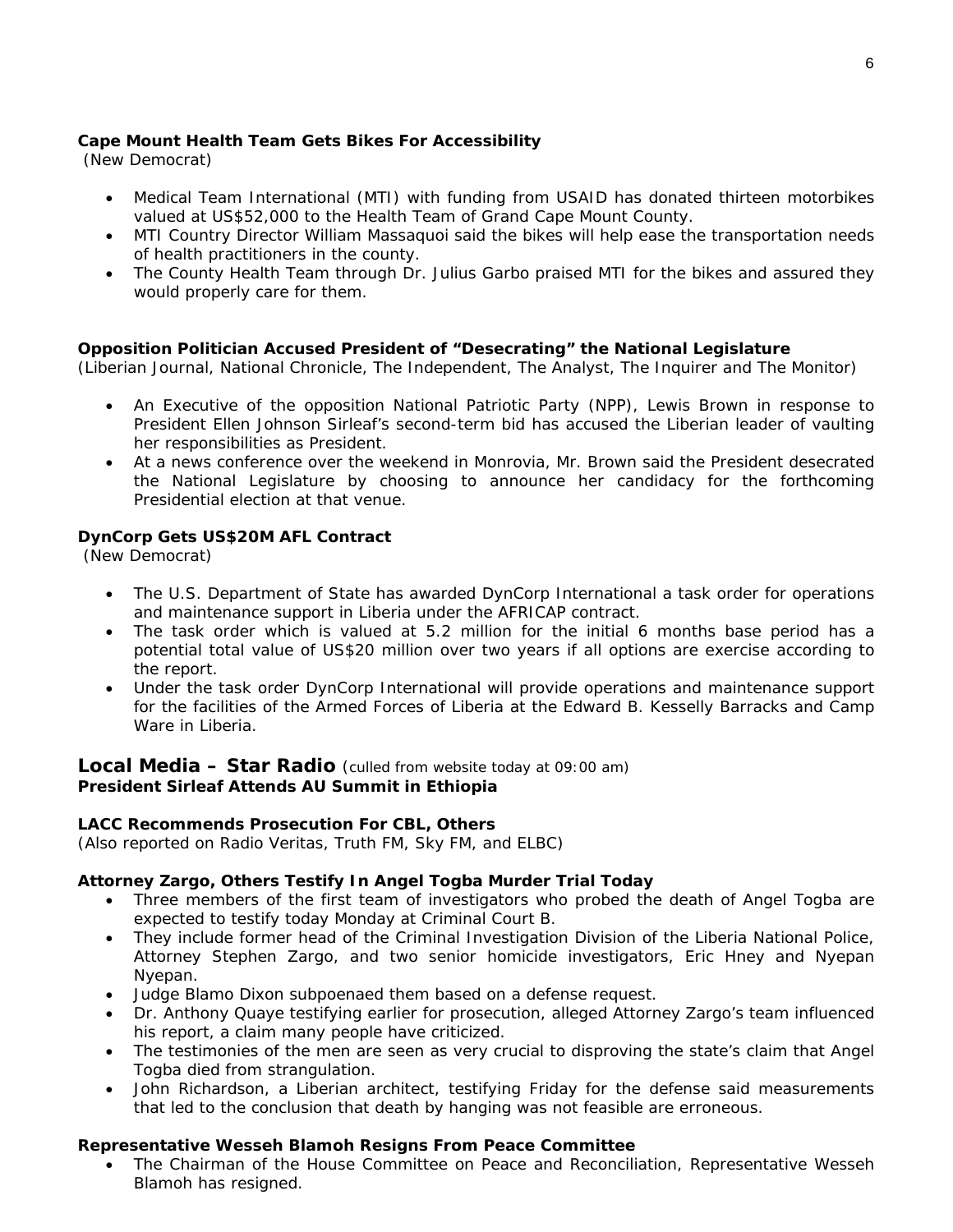**Cape Mount Health Team Gets Bikes For Accessibility**
(New Democrat)

- Medical Team International (MTI) with funding from USAID has donated thirteen motorbikes valued at US$52,000 to the Health Team of Grand Cape Mount County.
- MTI Country Director William Massaquoi said the bikes will help ease the transportation needs of health practitioners in the county.
- The County Health Team through Dr. Julius Garbo praised MTI for the bikes and assured they would properly care for them.

**Opposition Politician Accused President of "Desecrating" the National Legislature**
*(Liberian Journal, National Chronicle, The Independent, The Analyst, The Inquirer and The Monitor)*

- An Executive of the opposition National Patriotic Party (NPP), Lewis Brown in response to President Ellen Johnson Sirleaf's second-term bid has accused the Liberian leader of vaulting her responsibilities as President.
- At a news conference over the weekend in Monrovia, Mr. Brown said the President desecrated the National Legislature by choosing to announce her candidacy for the forthcoming Presidential election at that venue.

**DynCorp Gets US$20M AFL Contract**
(New Democrat)

- The U.S. Department of State has awarded DynCorp International a task order for operations and maintenance support in Liberia under the AFRICAP contract.
- The task order which is valued at 5.2 million for the initial 6 months base period has a potential total value of US$20 million over two years if all options are exercise according to the report.
- Under the task order DynCorp International will provide operations and maintenance support for the facilities of the Armed Forces of Liberia at the Edward B. Kesselly Barracks and Camp Ware in Liberia.

## Local Media – Star Radio (culled from website today at 09:00 am)

**President Sirleaf Attends AU Summit in Ethiopia**

**LACC Recommends Prosecution For CBL, Others**
(Also reported on Radio Veritas, Truth FM, Sky FM, and ELBC)

**Attorney Zargo, Others Testify In Angel Togba Murder Trial Today**

- Three members of the first team of investigators who probed the death of Angel Togba are expected to testify today Monday at Criminal Court B.
- They include former head of the Criminal Investigation Division of the Liberia National Police, Attorney Stephen Zargo, and two senior homicide investigators, Eric Hney and Nyepan Nyepan.
- Judge Blamo Dixon subpoenaed them based on a defense request.
- Dr. Anthony Quaye testifying earlier for prosecution, alleged Attorney Zargo's team influenced his report, a claim many people have criticized.
- The testimonies of the men are seen as very crucial to disproving the state's claim that Angel Togba died from strangulation.
- John Richardson, a Liberian architect, testifying Friday for the defense said measurements that led to the conclusion that death by hanging was not feasible are erroneous.

**Representative Wesseh Blamoh Resigns From Peace Committee**

- The Chairman of the House Committee on Peace and Reconciliation, Representative Wesseh Blamoh has resigned.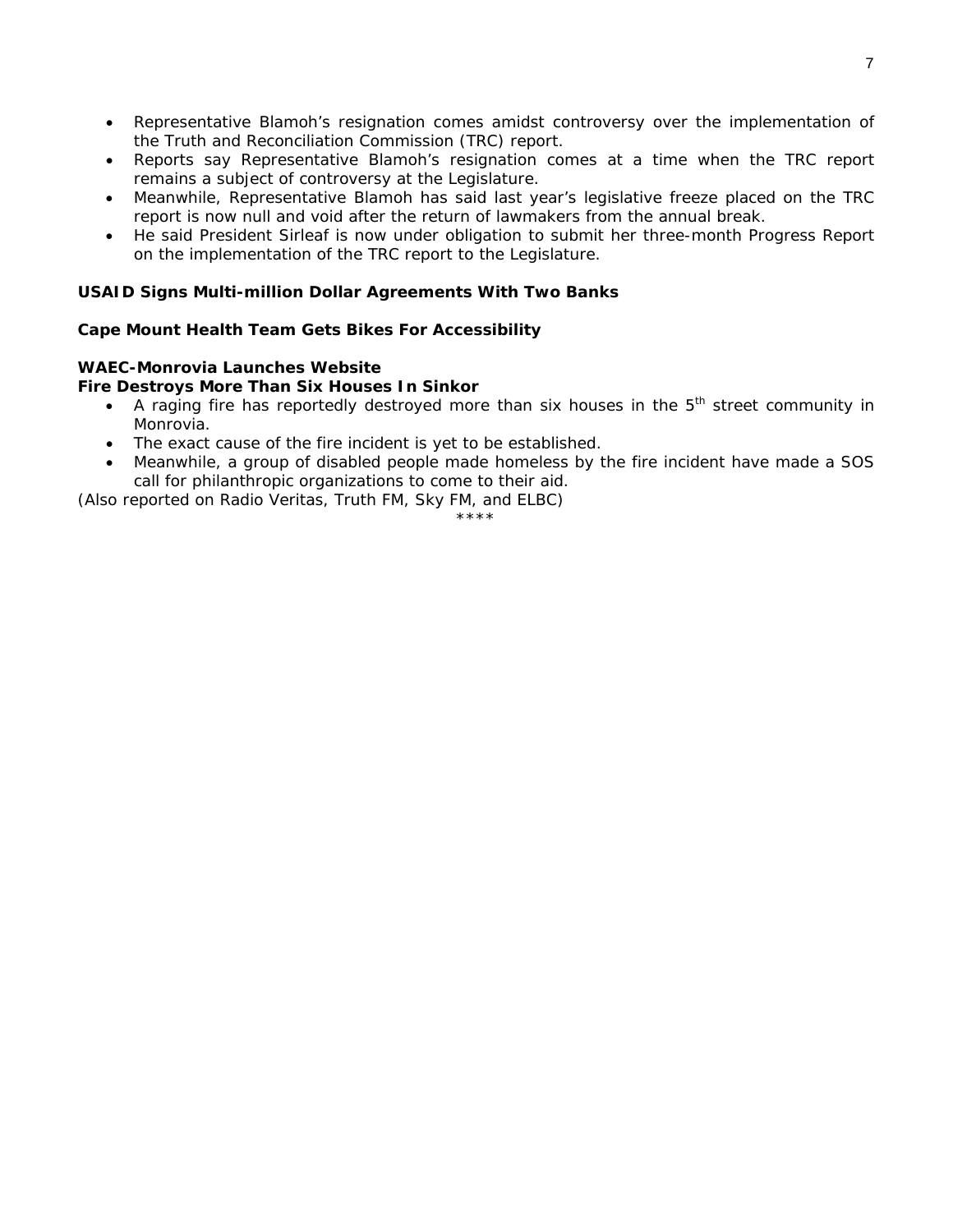- Representative Blamoh's resignation comes amidst controversy over the implementation of the Truth and Reconciliation Commission (TRC) report.
- Reports say Representative Blamoh's resignation comes at a time when the TRC report remains a subject of controversy at the Legislature.
- Meanwhile, Representative Blamoh has said last year's legislative freeze placed on the TRC report is now null and void after the return of lawmakers from the annual break.
- He said President Sirleaf is now under obligation to submit her three-month Progress Report on the implementation of the TRC report to the Legislature.

**USAID Signs Multi-million Dollar Agreements With Two Banks**

**Cape Mount Health Team Gets Bikes For Accessibility**

**WAEC-Monrovia Launches Website**

**Fire Destroys More Than Six Houses In Sinkor**

- A raging fire has reportedly destroyed more than six houses in the 5th street community in Monrovia.
- The exact cause of the fire incident is yet to be established.
- Meanwhile, a group of disabled people made homeless by the fire incident have made a SOS call for philanthropic organizations to come to their aid.

(Also reported on Radio Veritas, Truth FM, Sky FM, and ELBC)

****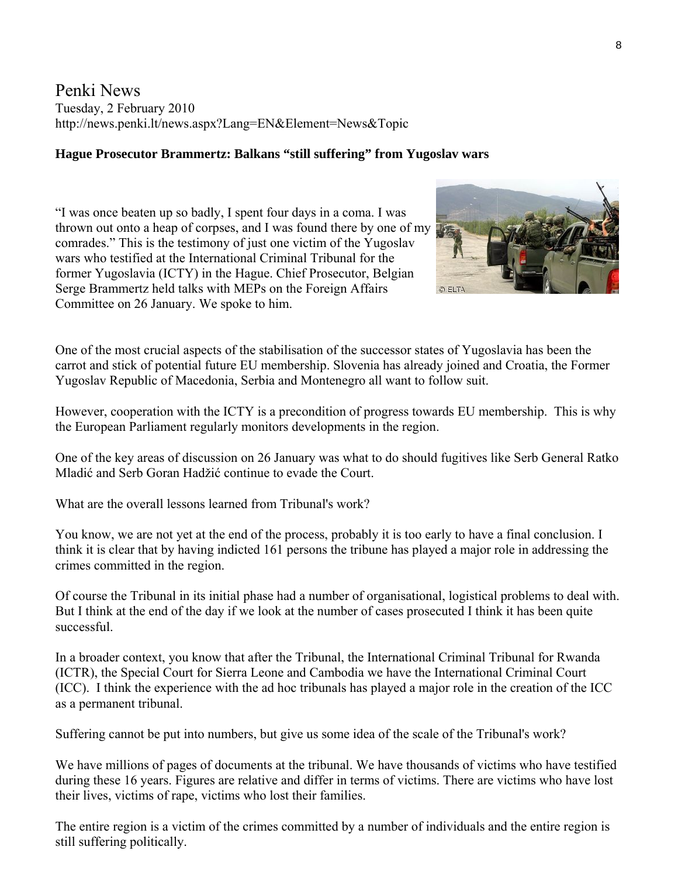Penki News
Tuesday, 2 February 2010
http://news.penki.lt/news.aspx?Lang=EN&Element=News&Topic

**Hague Prosecutor Brammertz: Balkans "still suffering" from Yugoslav wars**

"I was once beaten up so badly, I spent four days in a coma. I was thrown out onto a heap of corpses, and I was found there by one of my comrades." This is the testimony of just one victim of the Yugoslav wars who testified at the International Criminal Tribunal for the former Yugoslavia (ICTY) in the Hague. Chief Prosecutor, Belgian Serge Brammertz held talks with MEPs on the Foreign Affairs Committee on 26 January. We spoke to him.

One of the most crucial aspects of the stabilisation of the successor states of Yugoslavia has been the carrot and stick of potential future EU membership. Slovenia has already joined and Croatia, the Former Yugoslav Republic of Macedonia, Serbia and Montenegro all want to follow suit.

However, cooperation with the ICTY is a precondition of progress towards EU membership. This is why the European Parliament regularly monitors developments in the region.

One of the key areas of discussion on 26 January was what to do should fugitives like Serb General Ratko Mladić and Serb Goran Hadžić continue to evade the Court.

What are the overall lessons learned from Tribunal's work?

You know, we are not yet at the end of the process, probably it is too early to have a final conclusion. I think it is clear that by having indicted 161 persons the tribune has played a major role in addressing the crimes committed in the region.

Of course the Tribunal in its initial phase had a number of organisational, logistical problems to deal with. But I think at the end of the day if we look at the number of cases prosecuted I think it has been quite successful.

In a broader context, you know that after the Tribunal, the International Criminal Tribunal for Rwanda (ICTR), the Special Court for Sierra Leone and Cambodia we have the International Criminal Court (ICC). I think the experience with the ad hoc tribunals has played a major role in the creation of the ICC as a permanent tribunal.

Suffering cannot be put into numbers, but give us some idea of the scale of the Tribunal's work?

We have millions of pages of documents at the tribunal. We have thousands of victims who have testified during these 16 years. Figures are relative and differ in terms of victims. There are victims who have lost their lives, victims of rape, victims who lost their families.

The entire region is a victim of the crimes committed by a number of individuals and the entire region is still suffering politically.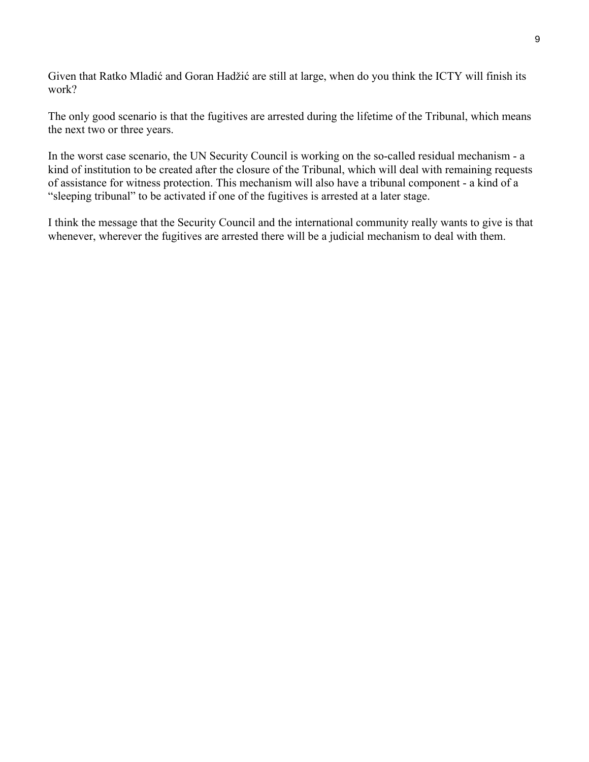Given that Ratko Mladić and Goran Hadžić are still at large, when do you think the ICTY will finish its work?

The only good scenario is that the fugitives are arrested during the lifetime of the Tribunal, which means the next two or three years.

In the worst case scenario, the UN Security Council is working on the so-called residual mechanism - a kind of institution to be created after the closure of the Tribunal, which will deal with remaining requests of assistance for witness protection. This mechanism will also have a tribunal component - a kind of a "sleeping tribunal" to be activated if one of the fugitives is arrested at a later stage.

I think the message that the Security Council and the international community really wants to give is that whenever, wherever the fugitives are arrested there will be a judicial mechanism to deal with them.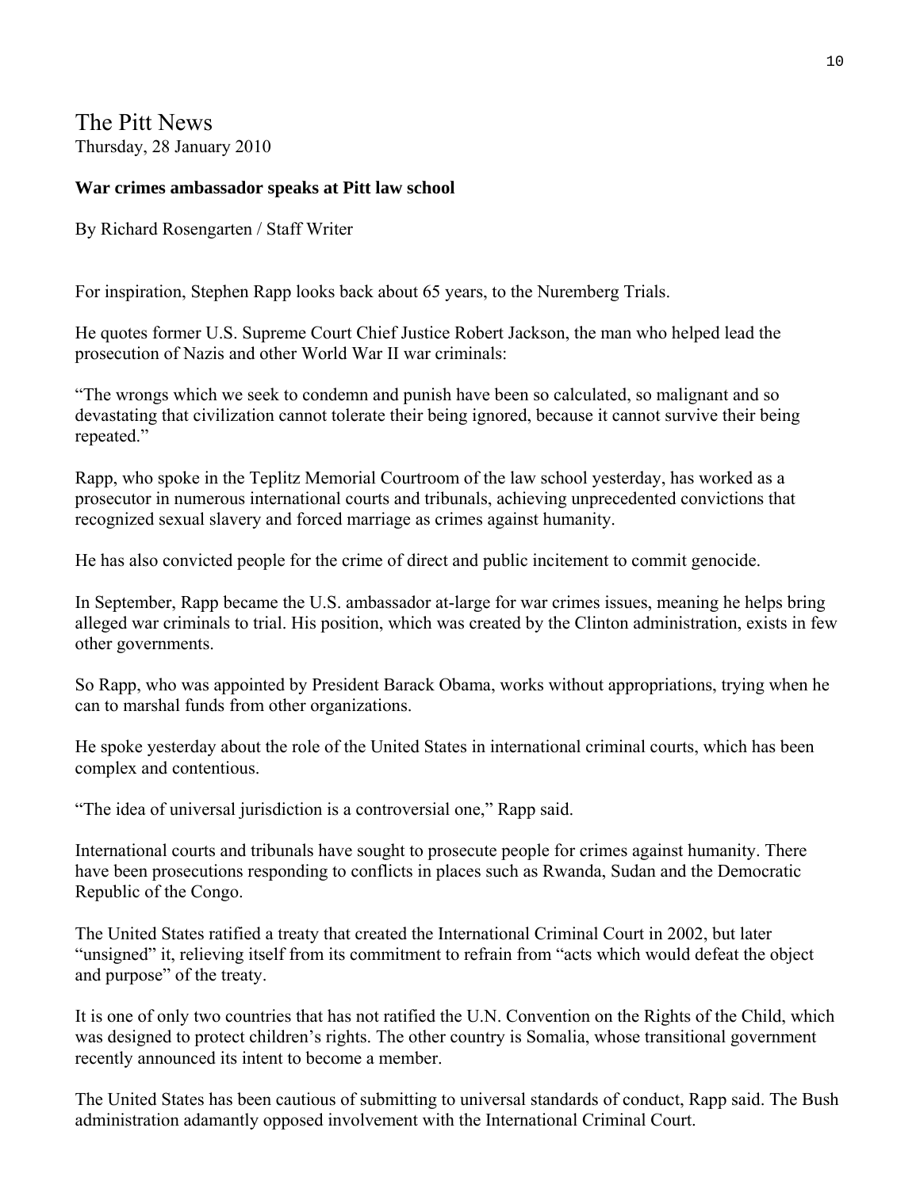The Pitt News
Thursday, 28 January 2010

**War crimes ambassador speaks at Pitt law school**

By Richard Rosengarten / Staff Writer

For inspiration, Stephen Rapp looks back about 65 years, to the Nuremberg Trials.

He quotes former U.S. Supreme Court Chief Justice Robert Jackson, the man who helped lead the prosecution of Nazis and other World War II war criminals:

“The wrongs which we seek to condemn and punish have been so calculated, so malignant and so devastating that civilization cannot tolerate their being ignored, because it cannot survive their being repeated.”

Rapp, who spoke in the Teplitz Memorial Courtroom of the law school yesterday, has worked as a prosecutor in numerous international courts and tribunals, achieving unprecedented convictions that recognized sexual slavery and forced marriage as crimes against humanity.

He has also convicted people for the crime of direct and public incitement to commit genocide.

In September, Rapp became the U.S. ambassador at-large for war crimes issues, meaning he helps bring alleged war criminals to trial. His position, which was created by the Clinton administration, exists in few other governments.

So Rapp, who was appointed by President Barack Obama, works without appropriations, trying when he can to marshal funds from other organizations.

He spoke yesterday about the role of the United States in international criminal courts, which has been complex and contentious.

“The idea of universal jurisdiction is a controversial one,” Rapp said.

International courts and tribunals have sought to prosecute people for crimes against humanity. There have been prosecutions responding to conflicts in places such as Rwanda, Sudan and the Democratic Republic of the Congo.

The United States ratified a treaty that created the International Criminal Court in 2002, but later “unsigned” it, relieving itself from its commitment to refrain from “acts which would defeat the object and purpose” of the treaty.

It is one of only two countries that has not ratified the U.N. Convention on the Rights of the Child, which was designed to protect children’s rights. The other country is Somalia, whose transitional government recently announced its intent to become a member.

The United States has been cautious of submitting to universal standards of conduct, Rapp said. The Bush administration adamantly opposed involvement with the International Criminal Court.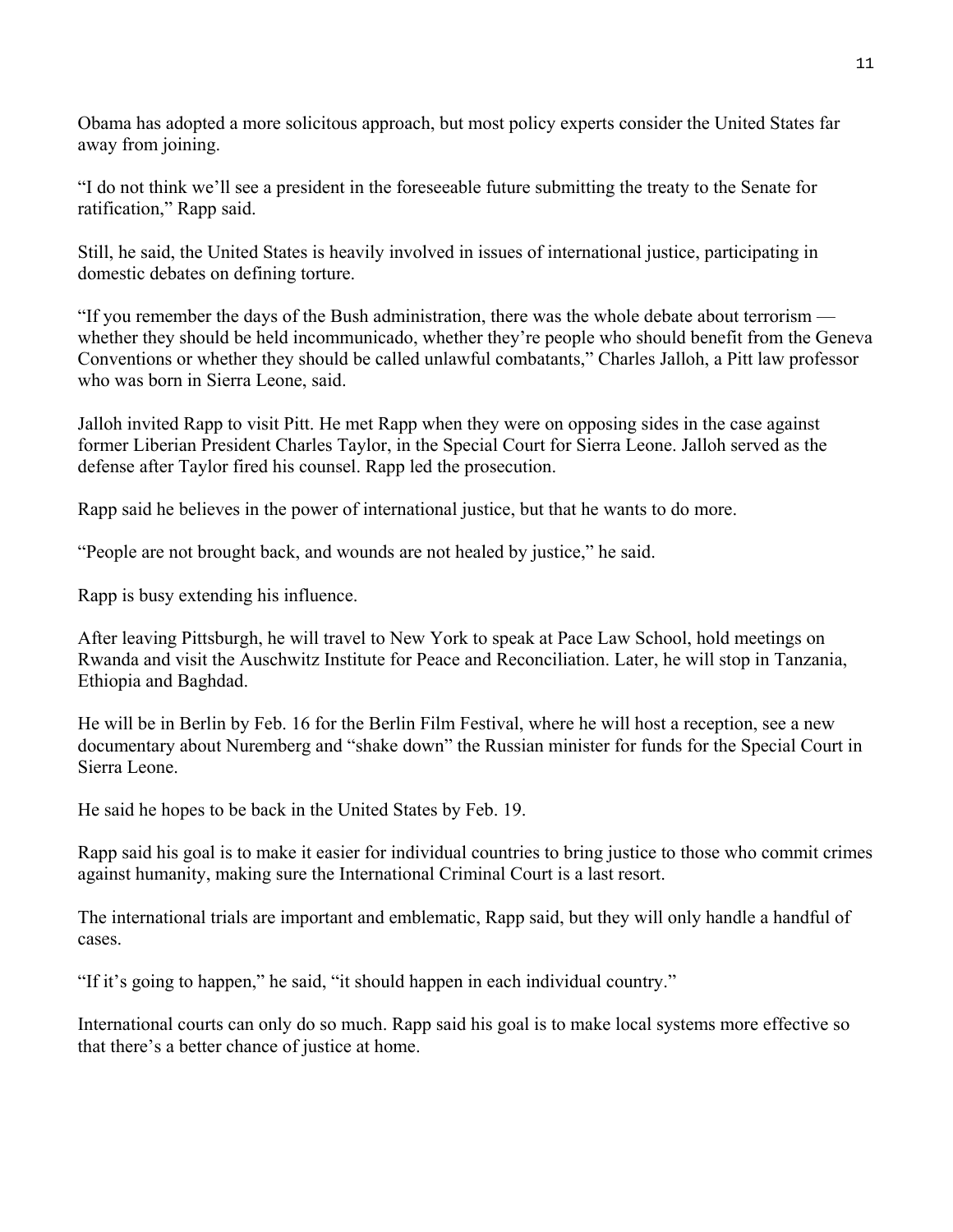Obama has adopted a more solicitous approach, but most policy experts consider the United States far away from joining.

“I do not think we’ll see a president in the foreseeable future submitting the treaty to the Senate for ratification,” Rapp said.

Still, he said, the United States is heavily involved in issues of international justice, participating in domestic debates on defining torture.

“If you remember the days of the Bush administration, there was the whole debate about terrorism — whether they should be held incommunicado, whether they’re people who should benefit from the Geneva Conventions or whether they should be called unlawful combatants,” Charles Jalloh, a Pitt law professor who was born in Sierra Leone, said.

Jalloh invited Rapp to visit Pitt. He met Rapp when they were on opposing sides in the case against former Liberian President Charles Taylor, in the Special Court for Sierra Leone. Jalloh served as the defense after Taylor fired his counsel. Rapp led the prosecution.

Rapp said he believes in the power of international justice, but that he wants to do more.

“People are not brought back, and wounds are not healed by justice,” he said.

Rapp is busy extending his influence.

After leaving Pittsburgh, he will travel to New York to speak at Pace Law School, hold meetings on Rwanda and visit the Auschwitz Institute for Peace and Reconciliation. Later, he will stop in Tanzania, Ethiopia and Baghdad.

He will be in Berlin by Feb. 16 for the Berlin Film Festival, where he will host a reception, see a new documentary about Nuremberg and “shake down” the Russian minister for funds for the Special Court in Sierra Leone.

He said he hopes to be back in the United States by Feb. 19.

Rapp said his goal is to make it easier for individual countries to bring justice to those who commit crimes against humanity, making sure the International Criminal Court is a last resort.

The international trials are important and emblematic, Rapp said, but they will only handle a handful of cases.

“If it’s going to happen,” he said, “it should happen in each individual country.”

International courts can only do so much. Rapp said his goal is to make local systems more effective so that there’s a better chance of justice at home.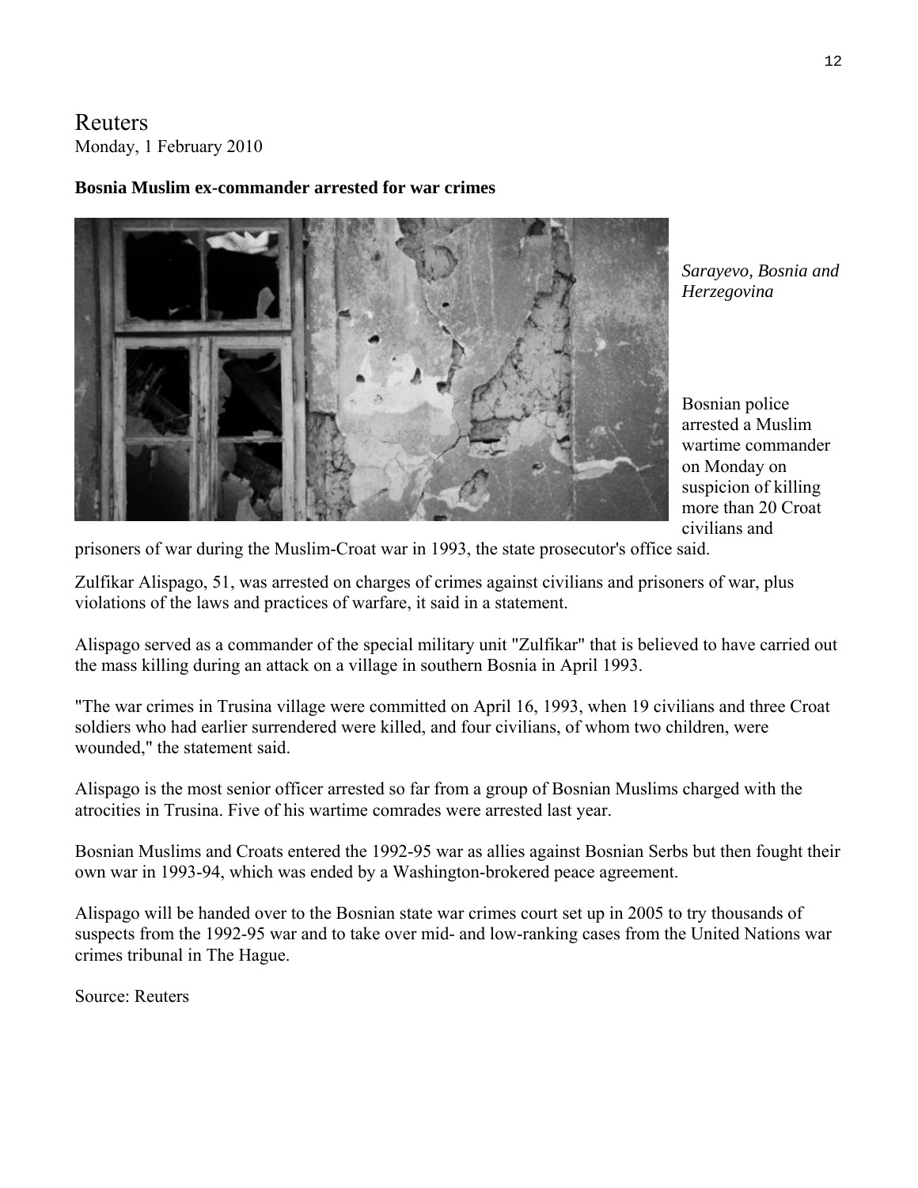Reuters
Monday, 1 February 2010

**Bosnia Muslim ex-commander arrested for war crimes**

*Sarayevo, Bosnia and Herzegovina*

Bosnian police arrested a Muslim wartime commander on Monday on suspicion of killing more than 20 Croat civilians and prisoners of war during the Muslim-Croat war in 1993, the state prosecutor's office said.

Zulfikar Alispago, 51, was arrested on charges of crimes against civilians and prisoners of war, plus violations of the laws and practices of warfare, it said in a statement.

Alispago served as a commander of the special military unit "Zulfikar" that is believed to have carried out the mass killing during an attack on a village in southern Bosnia in April 1993.

"The war crimes in Trusina village were committed on April 16, 1993, when 19 civilians and three Croat soldiers who had earlier surrendered were killed, and four civilians, of whom two children, were wounded," the statement said.

Alispago is the most senior officer arrested so far from a group of Bosnian Muslims charged with the atrocities in Trusina. Five of his wartime comrades were arrested last year.

Bosnian Muslims and Croats entered the 1992-95 war as allies against Bosnian Serbs but then fought their own war in 1993-94, which was ended by a Washington-brokered peace agreement.

Alispago will be handed over to the Bosnian state war crimes court set up in 2005 to try thousands of suspects from the 1992-95 war and to take over mid- and low-ranking cases from the United Nations war crimes tribunal in The Hague.

Source: Reuters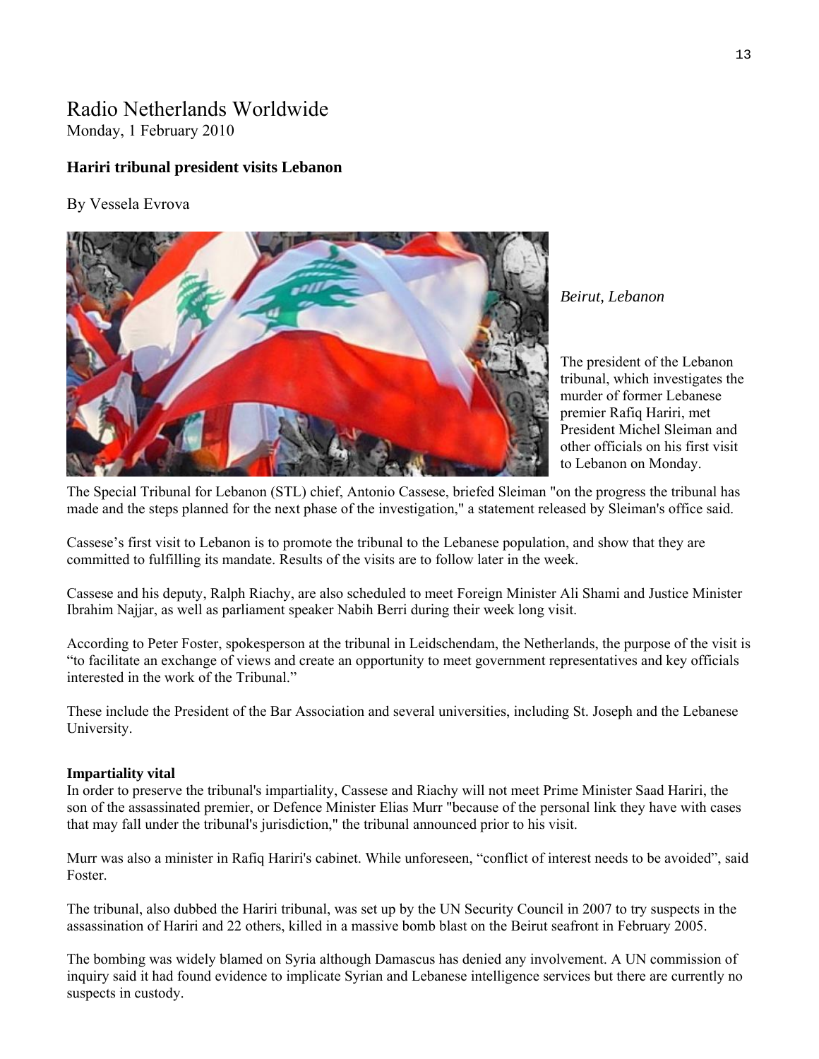Radio Netherlands Worldwide
Monday, 1 February 2010

**Hariri tribunal president visits Lebanon**

By Vessela Evrova

*Beirut, Lebanon*

The president of the Lebanon tribunal, which investigates the murder of former Lebanese premier Rafiq Hariri, met President Michel Sleiman and other officials on his first visit to Lebanon on Monday.

The Special Tribunal for Lebanon (STL) chief, Antonio Cassese, briefed Sleiman "on the progress the tribunal has made and the steps planned for the next phase of the investigation," a statement released by Sleiman's office said.

Cassese's first visit to Lebanon is to promote the tribunal to the Lebanese population, and show that they are committed to fulfilling its mandate. Results of the visits are to follow later in the week.

Cassese and his deputy, Ralph Riachy, are also scheduled to meet Foreign Minister Ali Shami and Justice Minister Ibrahim Najjar, as well as parliament speaker Nabih Berri during their week long visit.

According to Peter Foster, spokesperson at the tribunal in Leidschendam, the Netherlands, the purpose of the visit is "to facilitate an exchange of views and create an opportunity to meet government representatives and key officials interested in the work of the Tribunal."

These include the President of the Bar Association and several universities, including St. Joseph and the Lebanese University.

**Impartiality vital**

In order to preserve the tribunal's impartiality, Cassese and Riachy will not meet Prime Minister Saad Hariri, the son of the assassinated premier, or Defence Minister Elias Murr "because of the personal link they have with cases that may fall under the tribunal's jurisdiction," the tribunal announced prior to his visit.

Murr was also a minister in Rafiq Hariri's cabinet. While unforeseen, "conflict of interest needs to be avoided", said Foster.

The tribunal, also dubbed the Hariri tribunal, was set up by the UN Security Council in 2007 to try suspects in the assassination of Hariri and 22 others, killed in a massive bomb blast on the Beirut seafront in February 2005.

The bombing was widely blamed on Syria although Damascus has denied any involvement. A UN commission of inquiry said it had found evidence to implicate Syrian and Lebanese intelligence services but there are currently no suspects in custody.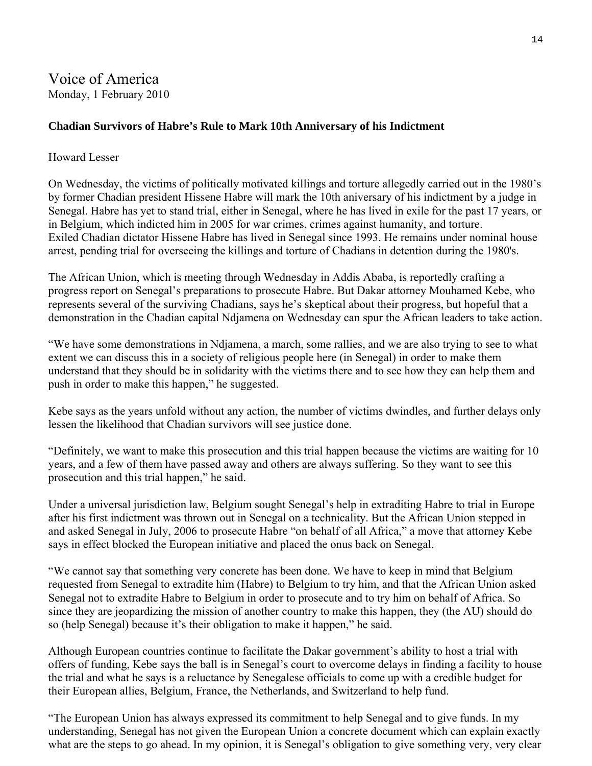# Voice of America

Monday, 1 February 2010

**Chadian Survivors of Habre's Rule to Mark 10th Anniversary of his Indictment**

Howard Lesser

On Wednesday, the victims of politically motivated killings and torture allegedly carried out in the 1980's by former Chadian president Hissene Habre will mark the 10th aniversary of his indictment by a judge in Senegal. Habre has yet to stand trial, either in Senegal, where he has lived in exile for the past 17 years, or in Belgium, which indicted him in 2005 for war crimes, crimes against humanity, and torture.
Exiled Chadian dictator Hissene Habre has lived in Senegal since 1993. He remains under nominal house arrest, pending trial for overseeing the killings and torture of Chadians in detention during the 1980's.

The African Union, which is meeting through Wednesday in Addis Ababa, is reportedly crafting a progress report on Senegal's preparations to prosecute Habre. But Dakar attorney Mouhamed Kebe, who represents several of the surviving Chadians, says he's skeptical about their progress, but hopeful that a demonstration in the Chadian capital Ndjamena on Wednesday can spur the African leaders to take action.

"We have some demonstrations in Ndjamena, a march, some rallies, and we are also trying to see to what extent we can discuss this in a society of religious people here (in Senegal) in order to make them understand that they should be in solidarity with the victims there and to see how they can help them and push in order to make this happen," he suggested.

Kebe says as the years unfold without any action, the number of victims dwindles, and further delays only lessen the likelihood that Chadian survivors will see justice done.

"Definitely, we want to make this prosecution and this trial happen because the victims are waiting for 10 years, and a few of them have passed away and others are always suffering. So they want to see this prosecution and this trial happen," he said.

Under a universal jurisdiction law, Belgium sought Senegal's help in extraditing Habre to trial in Europe after his first indictment was thrown out in Senegal on a technicality. But the African Union stepped in and asked Senegal in July, 2006 to prosecute Habre "on behalf of all Africa," a move that attorney Kebe says in effect blocked the European initiative and placed the onus back on Senegal.

"We cannot say that something very concrete has been done. We have to keep in mind that Belgium requested from Senegal to extradite him (Habre) to Belgium to try him, and that the African Union asked Senegal not to extradite Habre to Belgium in order to prosecute and to try him on behalf of Africa. So since they are jeopardizing the mission of another country to make this happen, they (the AU) should do so (help Senegal) because it's their obligation to make it happen," he said.

Although European countries continue to facilitate the Dakar government's ability to host a trial with offers of funding, Kebe says the ball is in Senegal's court to overcome delays in finding a facility to house the trial and what he says is a reluctance by Senegalese officials to come up with a credible budget for their European allies, Belgium, France, the Netherlands, and Switzerland to help fund.

"The European Union has always expressed its commitment to help Senegal and to give funds. In my understanding, Senegal has not given the European Union a concrete document which can explain exactly what are the steps to go ahead. In my opinion, it is Senegal's obligation to give something very, very clear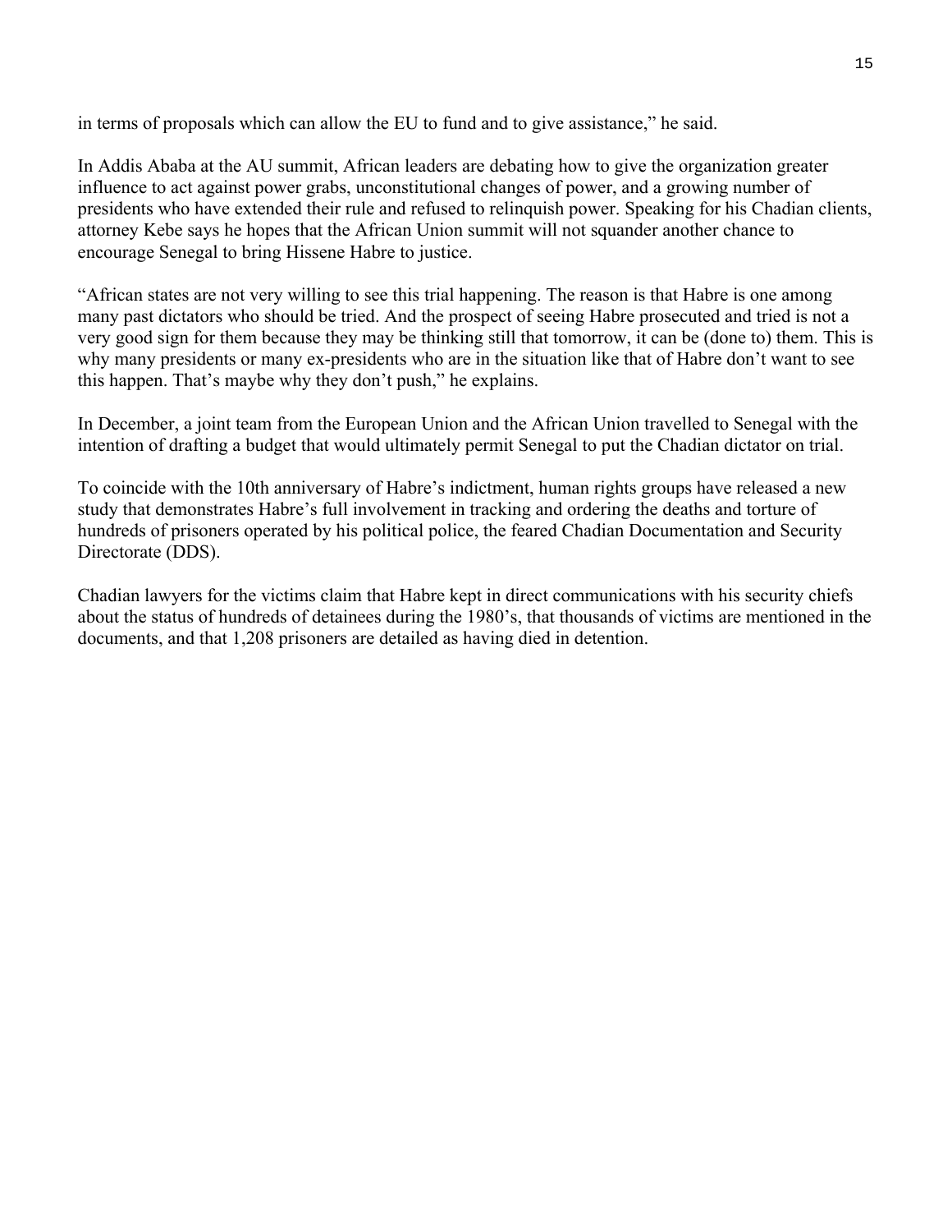in terms of proposals which can allow the EU to fund and to give assistance," he said.

In Addis Ababa at the AU summit, African leaders are debating how to give the organization greater influence to act against power grabs, unconstitutional changes of power, and a growing number of presidents who have extended their rule and refused to relinquish power. Speaking for his Chadian clients, attorney Kebe says he hopes that the African Union summit will not squander another chance to encourage Senegal to bring Hissene Habre to justice.

"African states are not very willing to see this trial happening. The reason is that Habre is one among many past dictators who should be tried. And the prospect of seeing Habre prosecuted and tried is not a very good sign for them because they may be thinking still that tomorrow, it can be (done to) them. This is why many presidents or many ex-presidents who are in the situation like that of Habre don't want to see this happen. That's maybe why they don't push," he explains.

In December, a joint team from the European Union and the African Union travelled to Senegal with the intention of drafting a budget that would ultimately permit Senegal to put the Chadian dictator on trial.

To coincide with the 10th anniversary of Habre's indictment, human rights groups have released a new study that demonstrates Habre's full involvement in tracking and ordering the deaths and torture of hundreds of prisoners operated by his political police, the feared Chadian Documentation and Security Directorate (DDS).

Chadian lawyers for the victims claim that Habre kept in direct communications with his security chiefs about the status of hundreds of detainees during the 1980's, that thousands of victims are mentioned in the documents, and that 1,208 prisoners are detailed as having died in detention.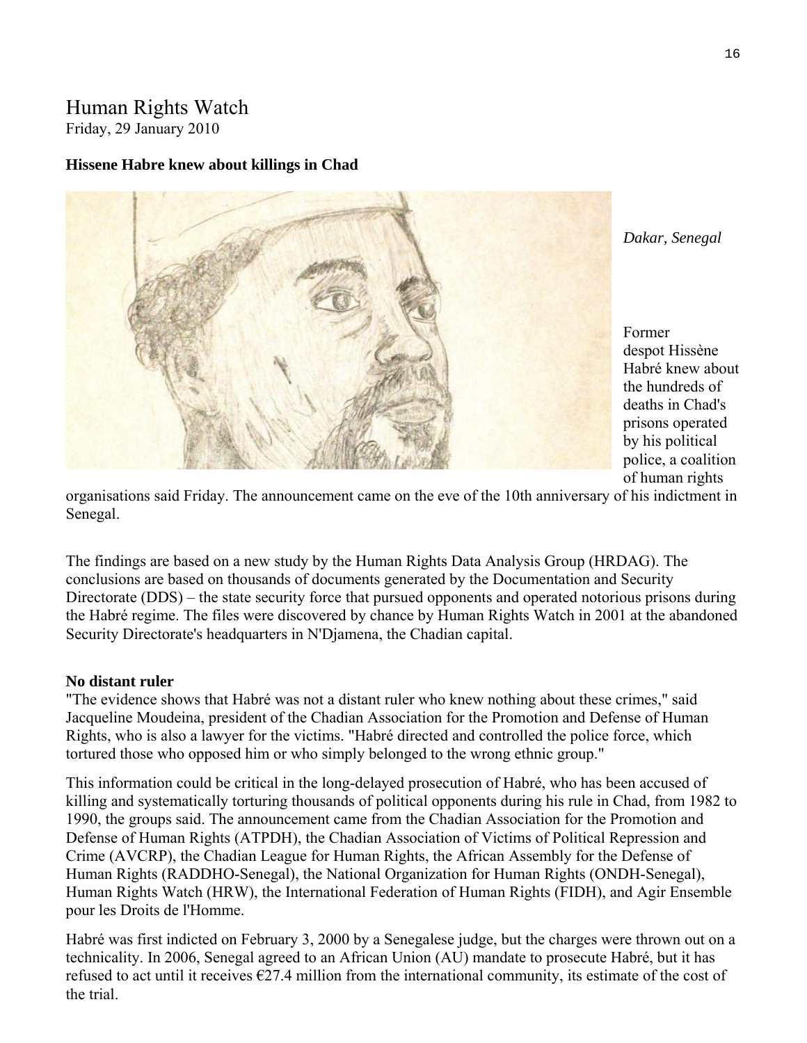# Human Rights Watch

Friday, 29 January 2010

**Hissene Habre knew about killings in Chad**

*Dakar, Senegal*

Former despot Hissène Habré knew about the hundreds of deaths in Chad's prisons operated by his political police, a coalition of human rights organisations said Friday. The announcement came on the eve of the 10th anniversary of his indictment in Senegal.

The findings are based on a new study by the Human Rights Data Analysis Group (HRDAG). The conclusions are based on thousands of documents generated by the Documentation and Security Directorate (DDS) – the state security force that pursued opponents and operated notorious prisons during the Habré regime. The files were discovered by chance by Human Rights Watch in 2001 at the abandoned Security Directorate's headquarters in N'Djamena, the Chadian capital.

**No distant ruler**

"The evidence shows that Habré was not a distant ruler who knew nothing about these crimes," said Jacqueline Moudeina, president of the Chadian Association for the Promotion and Defense of Human Rights, who is also a lawyer for the victims. "Habré directed and controlled the police force, which tortured those who opposed him or who simply belonged to the wrong ethnic group."

This information could be critical in the long-delayed prosecution of Habré, who has been accused of killing and systematically torturing thousands of political opponents during his rule in Chad, from 1982 to 1990, the groups said. The announcement came from the Chadian Association for the Promotion and Defense of Human Rights (ATPDH), the Chadian Association of Victims of Political Repression and Crime (AVCRP), the Chadian League for Human Rights, the African Assembly for the Defense of Human Rights (RADDHO-Senegal), the National Organization for Human Rights (ONDH-Senegal), Human Rights Watch (HRW), the International Federation of Human Rights (FIDH), and Agir Ensemble pour les Droits de l'Homme.

Habré was first indicted on February 3, 2000 by a Senegalese judge, but the charges were thrown out on a technicality. In 2006, Senegal agreed to an African Union (AU) mandate to prosecute Habré, but it has refused to act until it receives €27.4 million from the international community, its estimate of the cost of the trial.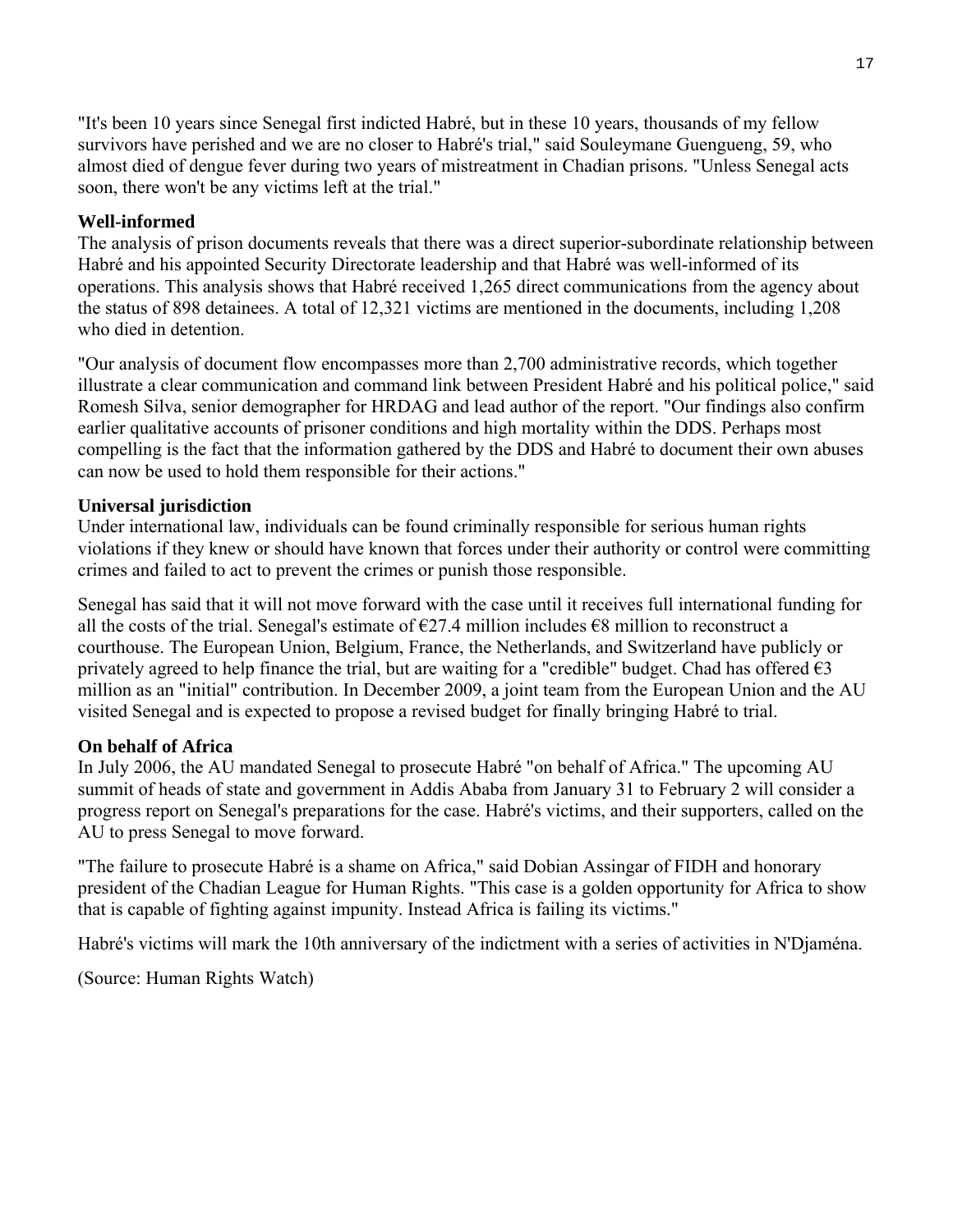"It's been 10 years since Senegal first indicted Habré, but in these 10 years, thousands of my fellow survivors have perished and we are no closer to Habré's trial," said Souleymane Guengueng, 59, who almost died of dengue fever during two years of mistreatment in Chadian prisons. "Unless Senegal acts soon, there won't be any victims left at the trial."

**Well-informed**

The analysis of prison documents reveals that there was a direct superior-subordinate relationship between Habré and his appointed Security Directorate leadership and that Habré was well-informed of its operations. This analysis shows that Habré received 1,265 direct communications from the agency about the status of 898 detainees. A total of 12,321 victims are mentioned in the documents, including 1,208 who died in detention.

"Our analysis of document flow encompasses more than 2,700 administrative records, which together illustrate a clear communication and command link between President Habré and his political police," said Romesh Silva, senior demographer for HRDAG and lead author of the report. "Our findings also confirm earlier qualitative accounts of prisoner conditions and high mortality within the DDS. Perhaps most compelling is the fact that the information gathered by the DDS and Habré to document their own abuses can now be used to hold them responsible for their actions."

**Universal jurisdiction**

Under international law, individuals can be found criminally responsible for serious human rights violations if they knew or should have known that forces under their authority or control were committing crimes and failed to act to prevent the crimes or punish those responsible.

Senegal has said that it will not move forward with the case until it receives full international funding for all the costs of the trial. Senegal's estimate of €27.4 million includes €8 million to reconstruct a courthouse. The European Union, Belgium, France, the Netherlands, and Switzerland have publicly or privately agreed to help finance the trial, but are waiting for a "credible" budget. Chad has offered €3 million as an "initial" contribution. In December 2009, a joint team from the European Union and the AU visited Senegal and is expected to propose a revised budget for finally bringing Habré to trial.

**On behalf of Africa**

In July 2006, the AU mandated Senegal to prosecute Habré "on behalf of Africa." The upcoming AU summit of heads of state and government in Addis Ababa from January 31 to February 2 will consider a progress report on Senegal's preparations for the case. Habré's victims, and their supporters, called on the AU to press Senegal to move forward.

"The failure to prosecute Habré is a shame on Africa," said Dobian Assingar of FIDH and honorary president of the Chadian League for Human Rights. "This case is a golden opportunity for Africa to show that is capable of fighting against impunity. Instead Africa is failing its victims."

Habré's victims will mark the 10th anniversary of the indictment with a series of activities in N'Djaména.

(Source: Human Rights Watch)